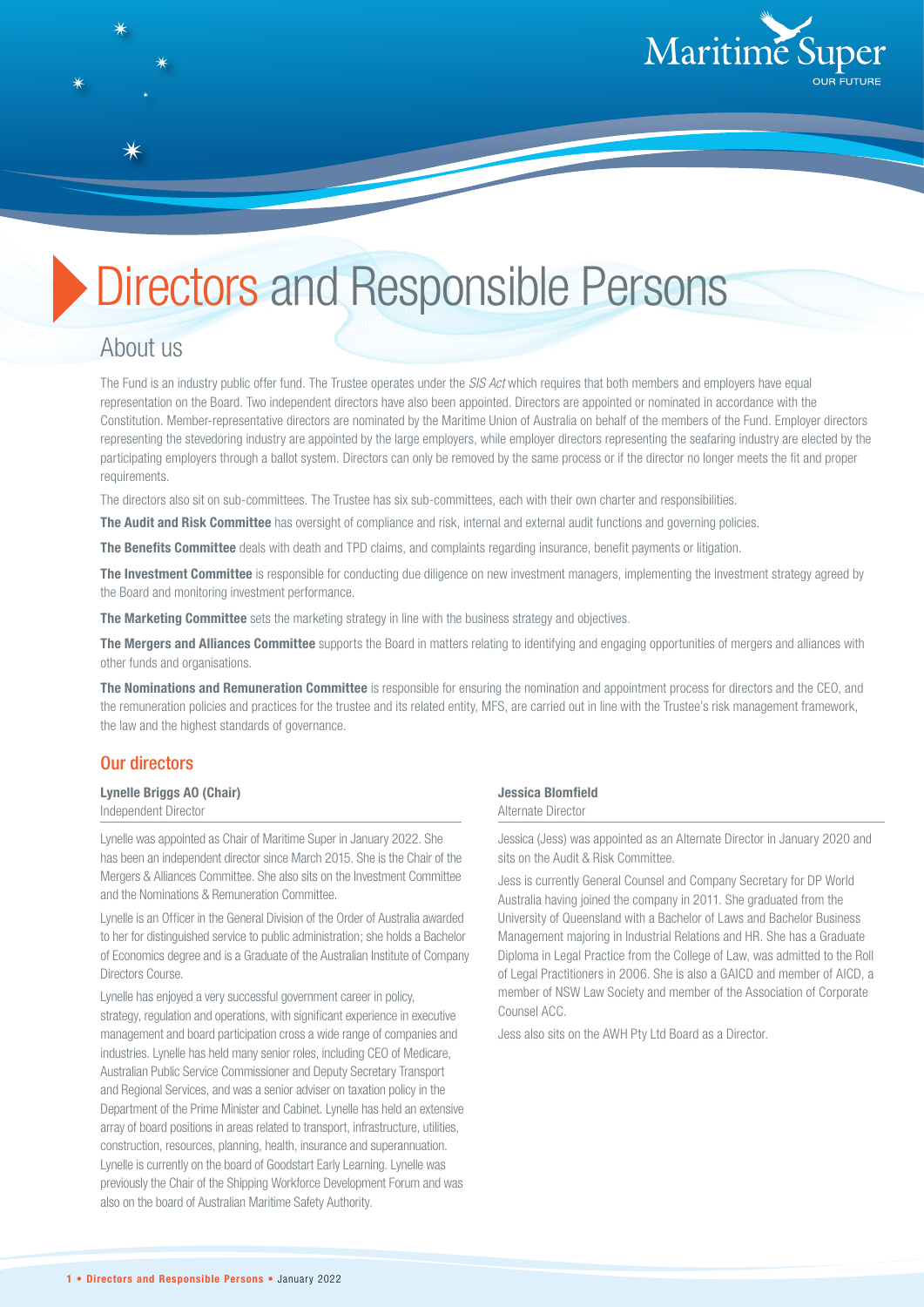# Directors and Responsible Persons

## About us

The Fund is an industry public offer fund. The Trustee operates under the *SIS Act* which requires that both members and employers have equal representation on the Board. Two independent directors have also been appointed. Directors are appointed or nominated in accordance with the Constitution. Member-representative directors are nominated by the Maritime Union of Australia on behalf of the members of the Fund. Employer directors representing the stevedoring industry are appointed by the large employers, while employer directors representing the seafaring industry are elected by the participating employers through a ballot system. Directors can only be removed by the same process or if the director no longer meets the fit and proper requirements.

The directors also sit on sub-committees. The Trustee has six sub-committees, each with their own charter and responsibilities.

**The Audit and Risk Committee** has oversight of compliance and risk, internal and external audit functions and governing policies.

**The Benefits Committee** deals with death and TPD claims, and complaints regarding insurance, benefit payments or litigation.

**The Investment Committee** is responsible for conducting due diligence on new investment managers, implementing the investment strategy agreed by the Board and monitoring investment performance.

**The Marketing Committee** sets the marketing strategy in line with the business strategy and objectives.

**The Mergers and Alliances Committee** supports the Board in matters relating to identifying and engaging opportunities of mergers and alliances with other funds and organisations.

**The Nominations and Remuneration Committee** is responsible for ensuring the nomination and appointment process for directors and the CEO, and the remuneration policies and practices for the trustee and its related entity, MFS, are carried out in line with the Trustee's risk management framework, the law and the highest standards of governance.

## Our directors

**Lynelle Briggs AO (Chair)**
Independent Director

Lynelle was appointed as Chair of Maritime Super in January 2022. She has been an independent director since March 2015. She is the Chair of the Mergers & Alliances Committee. She also sits on the Investment Committee and the Nominations & Remuneration Committee.

Lynelle is an Officer in the General Division of the Order of Australia awarded to her for distinguished service to public administration; she holds a Bachelor of Economics degree and is a Graduate of the Australian Institute of Company Directors Course.

Lynelle has enjoyed a very successful government career in policy, strategy, regulation and operations, with significant experience in executive management and board participation cross a wide range of companies and industries. Lynelle has held many senior roles, including CEO of Medicare, Australian Public Service Commissioner and Deputy Secretary Transport and Regional Services, and was a senior adviser on taxation policy in the Department of the Prime Minister and Cabinet. Lynelle has held an extensive array of board positions in areas related to transport, infrastructure, utilities, construction, resources, planning, health, insurance and superannuation. Lynelle is currently on the board of Goodstart Early Learning. Lynelle was previously the Chair of the Shipping Workforce Development Forum and was also on the board of Australian Maritime Safety Authority.

**Jessica Blomfield**
Alternate Director

Jessica (Jess) was appointed as an Alternate Director in January 2020 and sits on the Audit & Risk Committee.

Jess is currently General Counsel and Company Secretary for DP World Australia having joined the company in 2011. She graduated from the University of Queensland with a Bachelor of Laws and Bachelor Business Management majoring in Industrial Relations and HR. She has a Graduate Diploma in Legal Practice from the College of Law, was admitted to the Roll of Legal Practitioners in 2006. She is also a GAICD and member of AICD, a member of NSW Law Society and member of the Association of Corporate Counsel ACC.

Jess also sits on the AWH Pty Ltd Board as a Director.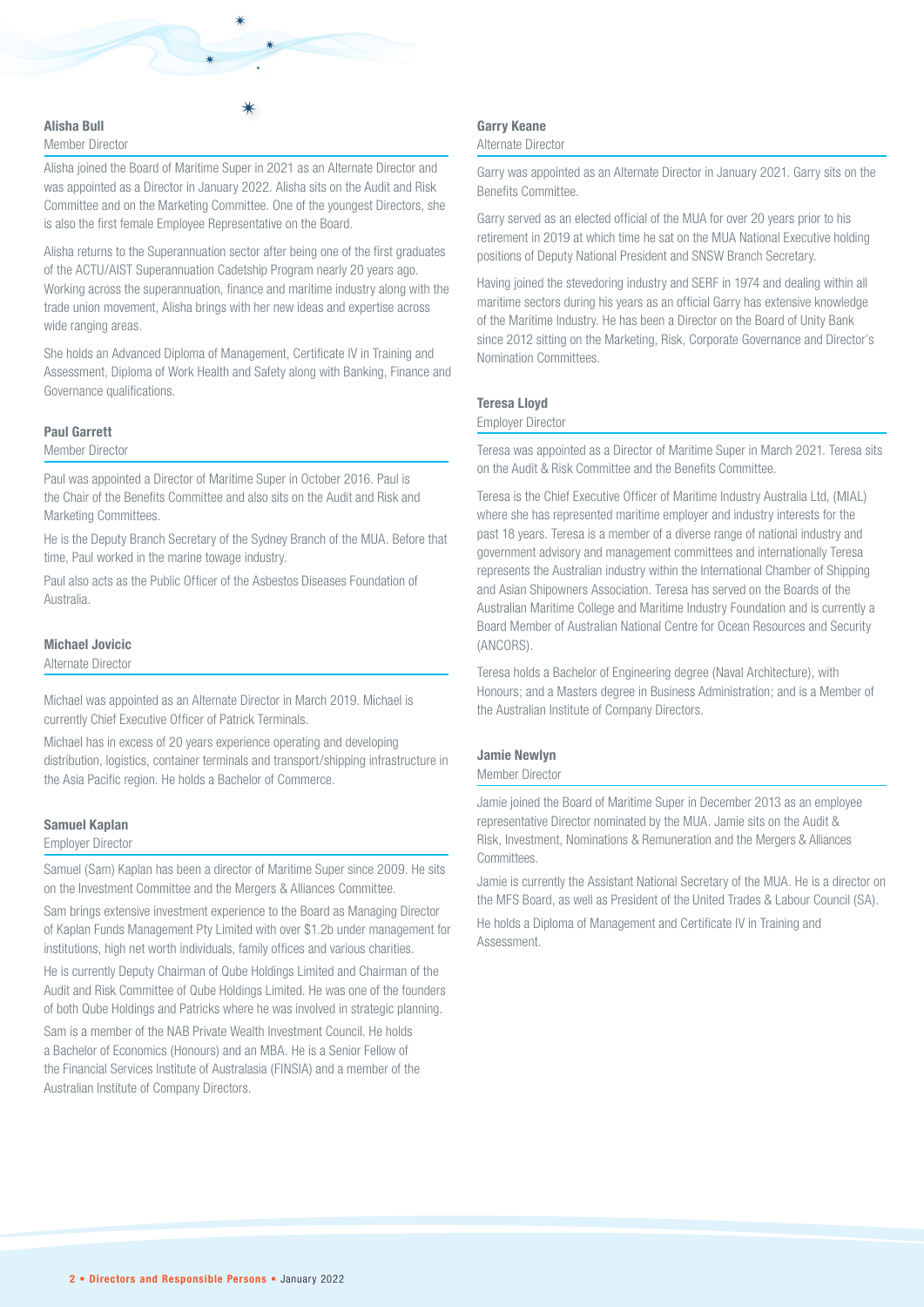### Alisha Bull

Member Director

Alisha joined the Board of Maritime Super in 2021 as an Alternate Director and was appointed as a Director in January 2022. Alisha sits on the Audit and Risk Committee and on the Marketing Committee. One of the youngest Directors, she is also the first female Employee Representative on the Board.

Alisha returns to the Superannuation sector after being one of the first graduates of the ACTU/AIST Superannuation Cadetship Program nearly 20 years ago. Working across the superannuation, finance and maritime industry along with the trade union movement, Alisha brings with her new ideas and expertise across wide ranging areas.

She holds an Advanced Diploma of Management, Certificate IV in Training and Assessment, Diploma of Work Health and Safety along with Banking, Finance and Governance qualifications.

### Paul Garrett

Member Director

Paul was appointed a Director of Maritime Super in October 2016. Paul is the Chair of the Benefits Committee and also sits on the Audit and Risk and Marketing Committees.

He is the Deputy Branch Secretary of the Sydney Branch of the MUA. Before that time, Paul worked in the marine towage industry.

Paul also acts as the Public Officer of the Asbestos Diseases Foundation of Australia.

### Michael Jovicic

Alternate Director

Michael was appointed as an Alternate Director in March 2019. Michael is currently Chief Executive Officer of Patrick Terminals.

Michael has in excess of 20 years experience operating and developing distribution, logistics, container terminals and transport/shipping infrastructure in the Asia Pacific region. He holds a Bachelor of Commerce.

### Samuel Kaplan

Employer Director

Samuel (Sam) Kaplan has been a director of Maritime Super since 2009. He sits on the Investment Committee and the Mergers & Alliances Committee.

Sam brings extensive investment experience to the Board as Managing Director of Kaplan Funds Management Pty Limited with over $1.2b under management for institutions, high net worth individuals, family offices and various charities.

He is currently Deputy Chairman of Qube Holdings Limited and Chairman of the Audit and Risk Committee of Qube Holdings Limited. He was one of the founders of both Qube Holdings and Patricks where he was involved in strategic planning.

Sam is a member of the NAB Private Wealth Investment Council. He holds a Bachelor of Economics (Honours) and an MBA. He is a Senior Fellow of the Financial Services Institute of Australasia (FINSIA) and a member of the Australian Institute of Company Directors.

### Garry Keane

Alternate Director

Garry was appointed as an Alternate Director in January 2021. Garry sits on the Benefits Committee.

Garry served as an elected official of the MUA for over 20 years prior to his retirement in 2019 at which time he sat on the MUA National Executive holding positions of Deputy National President and SNSW Branch Secretary.

Having joined the stevedoring industry and SERF in 1974 and dealing within all maritime sectors during his years as an official Garry has extensive knowledge of the Maritime Industry. He has been a Director on the Board of Unity Bank since 2012 sitting on the Marketing, Risk, Corporate Governance and Director's Nomination Committees.

### Teresa Lloyd

Employer Director

Teresa was appointed as a Director of Maritime Super in March 2021. Teresa sits on the Audit & Risk Committee and the Benefits Committee.

Teresa is the Chief Executive Officer of Maritime Industry Australia Ltd, (MIAL) where she has represented maritime employer and industry interests for the past 18 years. Teresa is a member of a diverse range of national industry and government advisory and management committees and internationally Teresa represents the Australian industry within the International Chamber of Shipping and Asian Shipowners Association. Teresa has served on the Boards of the Australian Maritime College and Maritime Industry Foundation and is currently a Board Member of Australian National Centre for Ocean Resources and Security (ANCORS).

Teresa holds a Bachelor of Engineering degree (Naval Architecture), with Honours; and a Masters degree in Business Administration; and is a Member of the Australian Institute of Company Directors.

### Jamie Newlyn

Member Director

Jamie joined the Board of Maritime Super in December 2013 as an employee representative Director nominated by the MUA. Jamie sits on the Audit & Risk, Investment, Nominations & Remuneration and the Mergers & Alliances Committees.

Jamie is currently the Assistant National Secretary of the MUA. He is a director on the MFS Board, as well as President of the United Trades & Labour Council (SA).

He holds a Diploma of Management and Certificate IV in Training and Assessment.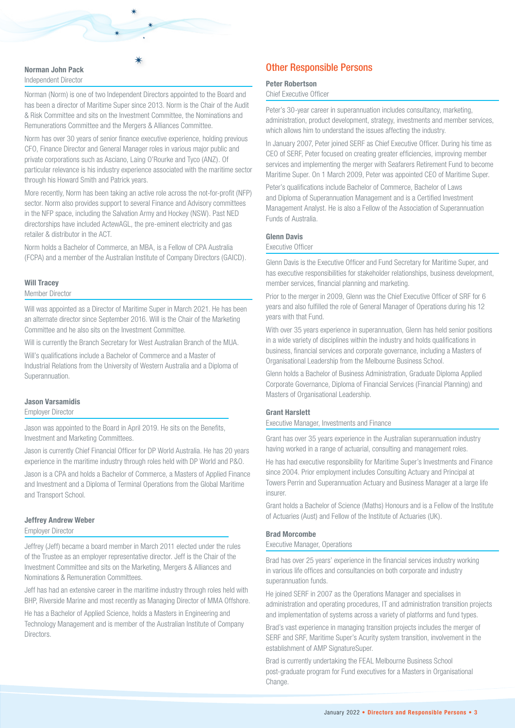**Norman John Pack**

Independent Director

Norman (Norm) is one of two Independent Directors appointed to the Board and has been a director of Maritime Super since 2013. Norm is the Chair of the Audit & Risk Committee and sits on the Investment Committee, the Nominations and Remunerations Committee and the Mergers & Alliances Committee.

Norm has over 30 years of senior finance executive experience, holding previous CFO, Finance Director and General Manager roles in various major public and private corporations such as Asciano, Laing O'Rourke and Tyco (ANZ). Of particular relevance is his industry experience associated with the maritime sector through his Howard Smith and Patrick years.

More recently, Norm has been taking an active role across the not-for-profit (NFP) sector. Norm also provides support to several Finance and Advisory committees in the NFP space, including the Salvation Army and Hockey (NSW). Past NED directorships have included ActewAGL, the pre-eminent electricity and gas retailer & distributor in the ACT.

Norm holds a Bachelor of Commerce, an MBA, is a Fellow of CPA Australia (FCPA) and a member of the Australian Institute of Company Directors (GAICD).

**Will Tracey**

Member Director

Will was appointed as a Director of Maritime Super in March 2021. He has been an alternate director since September 2016. Will is the Chair of the Marketing Committee and he also sits on the Investment Committee.

Will is currently the Branch Secretary for West Australian Branch of the MUA.

Will's qualifications include a Bachelor of Commerce and a Master of Industrial Relations from the University of Western Australia and a Diploma of Superannuation.

**Jason Varsamidis**

Employer Director

Jason was appointed to the Board in April 2019. He sits on the Benefits, Investment and Marketing Committees.

Jason is currently Chief Financial Officer for DP World Australia. He has 20 years experience in the maritime industry through roles held with DP World and P&O.

Jason is a CPA and holds a Bachelor of Commerce, a Masters of Applied Finance and Investment and a Diploma of Terminal Operations from the Global Maritime and Transport School.

**Jeffrey Andrew Weber**

Employer Director

Jeffrey (Jeff) became a board member in March 2011 elected under the rules of the Trustee as an employer representative director. Jeff is the Chair of the Investment Committee and sits on the Marketing, Mergers & Alliances and Nominations & Remuneration Committees.

Jeff has had an extensive career in the maritime industry through roles held with BHP, Riverside Marine and most recently as Managing Director of MMA Offshore.

He has a Bachelor of Applied Science, holds a Masters in Engineering and Technology Management and is member of the Australian Institute of Company Directors.

## Other Responsible Persons

**Peter Robertson**

Chief Executive Officer

Peter's 30-year career in superannuation includes consultancy, marketing, administration, product development, strategy, investments and member services, which allows him to understand the issues affecting the industry.

In January 2007, Peter joined SERF as Chief Executive Officer. During his time as CEO of SERF, Peter focused on creating greater efficiencies, improving member services and implementing the merger with Seafarers Retirement Fund to become Maritime Super. On 1 March 2009, Peter was appointed CEO of Maritime Super.

Peter's qualifications include Bachelor of Commerce, Bachelor of Laws and Diploma of Superannuation Management and is a Certified Investment Management Analyst. He is also a Fellow of the Association of Superannuation Funds of Australia.

**Glenn Davis**

Executive Officer

Glenn Davis is the Executive Officer and Fund Secretary for Maritime Super, and has executive responsibilities for stakeholder relationships, business development, member services, financial planning and marketing.

Prior to the merger in 2009, Glenn was the Chief Executive Officer of SRF for 6 years and also fulfilled the role of General Manager of Operations during his 12 years with that Fund.

With over 35 years experience in superannuation, Glenn has held senior positions in a wide variety of disciplines within the industry and holds qualifications in business, financial services and corporate governance, including a Masters of Organisational Leadership from the Melbourne Business School.

Glenn holds a Bachelor of Business Administration, Graduate Diploma Applied Corporate Governance, Diploma of Financial Services (Financial Planning) and Masters of Organisational Leadership.

**Grant Harslett**

Executive Manager, Investments and Finance

Grant has over 35 years experience in the Australian superannuation industry having worked in a range of actuarial, consulting and management roles.

He has had executive responsibility for Maritime Super's Investments and Finance since 2004. Prior employment includes Consulting Actuary and Principal at Towers Perrin and Superannuation Actuary and Business Manager at a large life insurer.

Grant holds a Bachelor of Science (Maths) Honours and is a Fellow of the Institute of Actuaries (Aust) and Fellow of the Institute of Actuaries (UK).

**Brad Morcombe**

Executive Manager, Operations

Brad has over 25 years' experience in the financial services industry working in various life offices and consultancies on both corporate and industry superannuation funds.

He joined SERF in 2007 as the Operations Manager and specialises in administration and operating procedures, IT and administration transition projects and implementation of systems across a variety of platforms and fund types.

Brad's vast experience in managing transition projects includes the merger of SERF and SRF, Maritime Super's Acurity system transition, involvement in the establishment of AMP SignatureSuper.

Brad is currently undertaking the FEAL Melbourne Business School post-graduate program for Fund executives for a Masters in Organisational Change.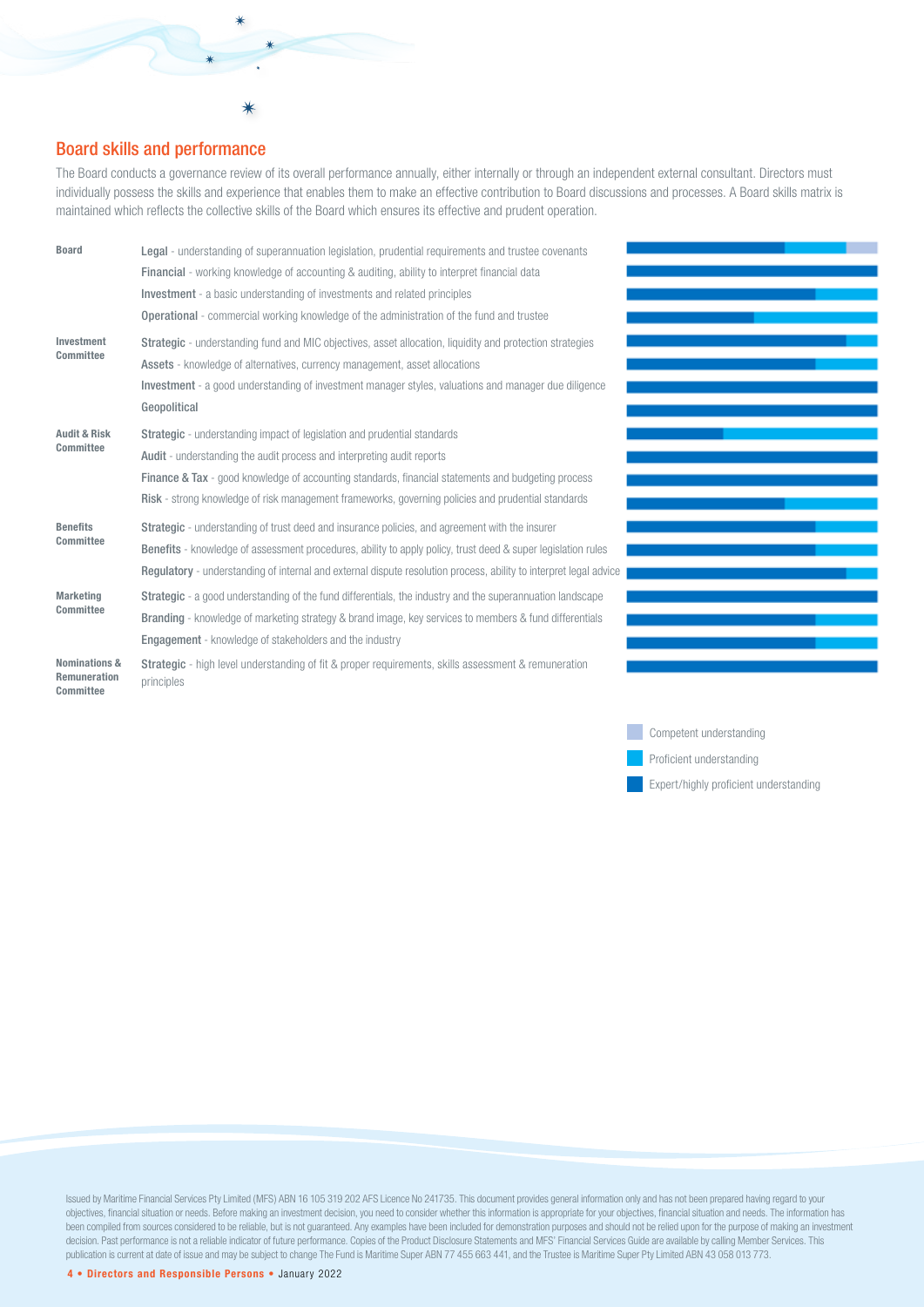## Board skills and performance

The Board conducts a governance review of its overall performance annually, either internally or through an independent external consultant. Directors must individually possess the skills and experience that enables them to make an effective contribution to Board discussions and processes. A Board skills matrix is maintained which reflects the collective skills of the Board which ensures its effective and prudent operation.

**Board**

**Legal** - understanding of superannuation legislation, prudential requirements and trustee covenants

**Financial** - working knowledge of accounting & auditing, ability to interpret financial data

**Investment** - a basic understanding of investments and related principles

**Operational** - commercial working knowledge of the administration of the fund and trustee

**Investment Committee**

**Strategic** - understanding fund and MIC objectives, asset allocation, liquidity and protection strategies

**Assets** - knowledge of alternatives, currency management, asset allocations

**Investment** - a good understanding of investment manager styles, valuations and manager due diligence

**Geopolitical**

**Audit & Risk Committee**

**Strategic** - understanding impact of legislation and prudential standards

**Audit** - understanding the audit process and interpreting audit reports

**Finance & Tax** - good knowledge of accounting standards, financial statements and budgeting process

**Risk** - strong knowledge of risk management frameworks, governing policies and prudential standards

**Benefits Committee**

**Strategic** - understanding of trust deed and insurance policies, and agreement with the insurer

**Benefits** - knowledge of assessment procedures, ability to apply policy, trust deed & super legislation rules

**Regulatory** - understanding of internal and external dispute resolution process, ability to interpret legal advice

**Marketing Committee**

**Strategic** - a good understanding of the fund differentials, the industry and the superannuation landscape

**Branding** - knowledge of marketing strategy & brand image, key services to members & fund differentials

**Engagement** - knowledge of stakeholders and the industry

**Nominations & Remuneration Committee**

**Strategic** - high level understanding of fit & proper requirements, skills assessment & remuneration principles

Competent understanding

Proficient understanding

Expert/highly proficient understanding

Issued by Maritime Financial Services Pty Limited (MFS) ABN 16 105 319 202 AFS Licence No 241735. This document provides general information only and has not been prepared having regard to your objectives, financial situation or needs. Before making an investment decision, you need to consider whether this information is appropriate for your objectives, financial situation and needs. The information has been compiled from sources considered to be reliable, but is not guaranteed. Any examples have been included for demonstration purposes and should not be relied upon for the purpose of making an investment decision. Past performance is not a reliable indicator of future performance. Copies of the Product Disclosure Statements and MFS' Financial Services Guide are available by calling Member Services. This publication is current at date of issue and may be subject to change The Fund is Maritime Super ABN 77 455 663 441, and the Trustee is Maritime Super Pty Limited ABN 43 058 013 773.